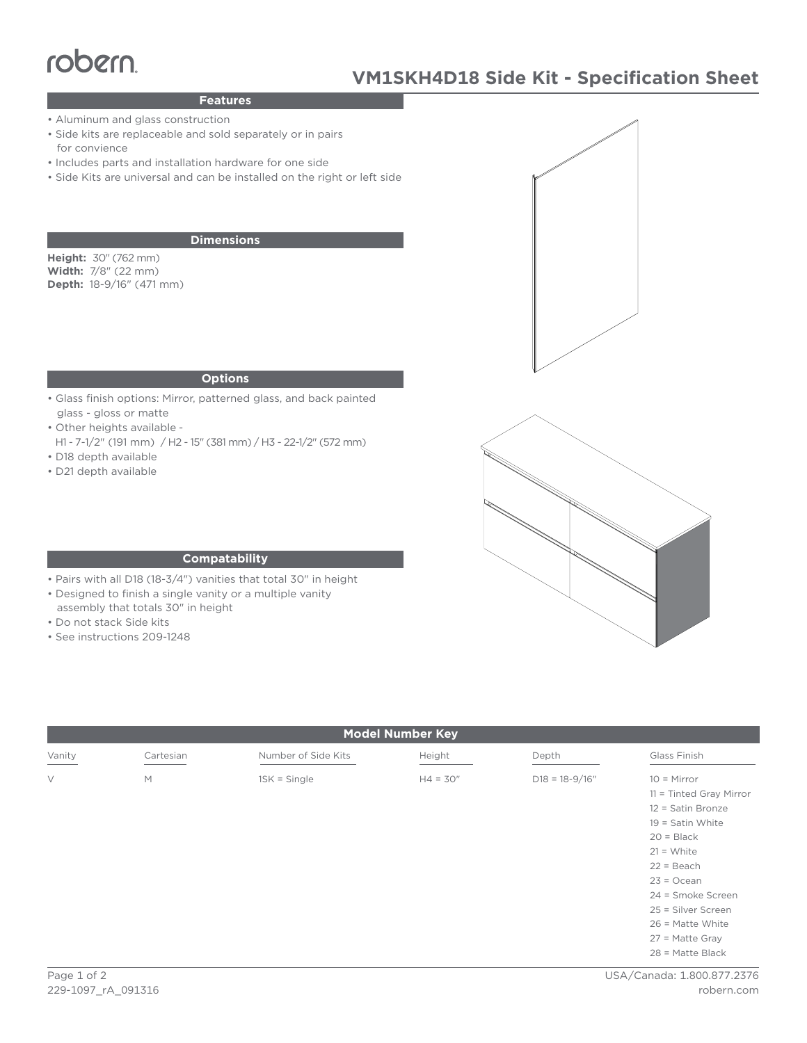robern

# VM1SKH4D18 Side Kit - Specification Sheet

## Features

- Aluminum and glass construction
- Side kits are replaceable and sold separately or in pairs for convience
- Includes parts and installation hardware for one side
- Side Kits are universal and can be installed on the right or left side

## Dimensions

**Height:** 30" (762 mm)
**Width:** 7/8" (22 mm)
**Depth:** 18-9/16" (471 mm)

## Options

- Glass finish options: Mirror, patterned glass, and back painted glass - gloss or matte
- Other heights available - H1 - 7-1/2" (191 mm) / H2 - 15" (381 mm) / H3 - 22-1/2" (572 mm)
- D18 depth available
- D21 depth available

## Compatability

- Pairs with all D18 (18-3/4") vanities that total 30" in height
- Designed to finish a single vanity or a multiple vanity assembly that totals 30" in height
- Do not stack Side kits
- See instructions 209-1248

## Model Number Key

| Vanity | Cartesian | Number of Side Kits | Height | Depth | Glass Finish |
|---|---|---|---|---|---|
| V | M | 1SK = Single | H4 = 30" | D18 = 18-9/16" | 10 = Mirror |
| | | | | | 11 = Tinted Gray Mirror |
| | | | | | 12 = Satin Bronze |
| | | | | | 19 = Satin White |
| | | | | | 20 = Black |
| | | | | | 21 = White |
| | | | | | 22 = Beach |
| | | | | | 23 = Ocean |
| | | | | | 24 = Smoke Screen |
| | | | | | 25 = Silver Screen |
| | | | | | 26 = Matte White |
| | | | | | 27 = Matte Gray |
| | | | | | 28 = Matte Black |

229-1097_rA_091316

USA/Canada: 1.800.877.2376
robern.com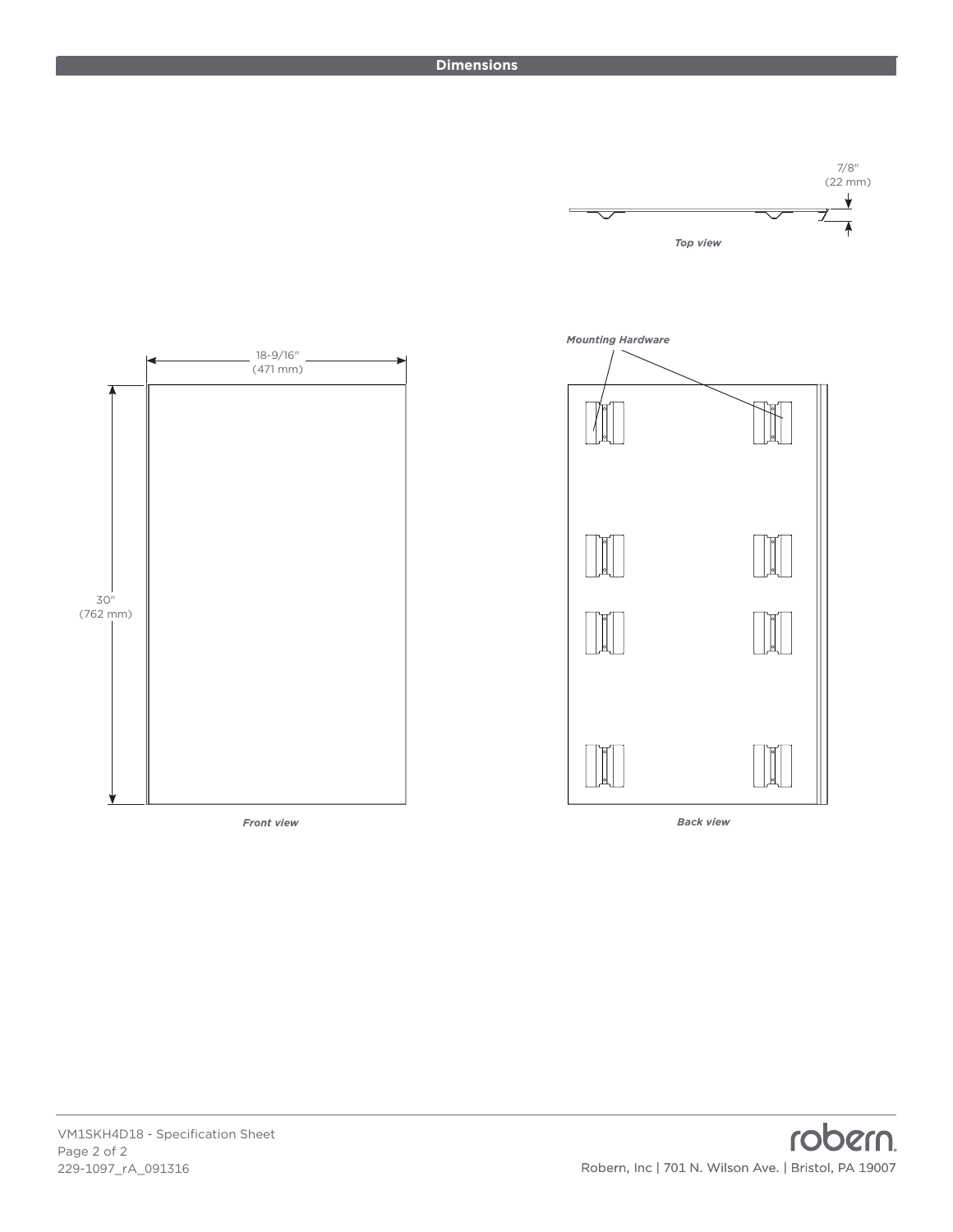## Dimensions

7/8"
(22 mm)

*Top view*

18-9/16"
(471 mm)

30"
(762 mm)

*Front view*

*Mounting Hardware*

*Back view*

VM1SKH4D18 - Specification Sheet
229-1097_rA_091316

robern

Robern, Inc | 701 N. Wilson Ave. | Bristol, PA 19007